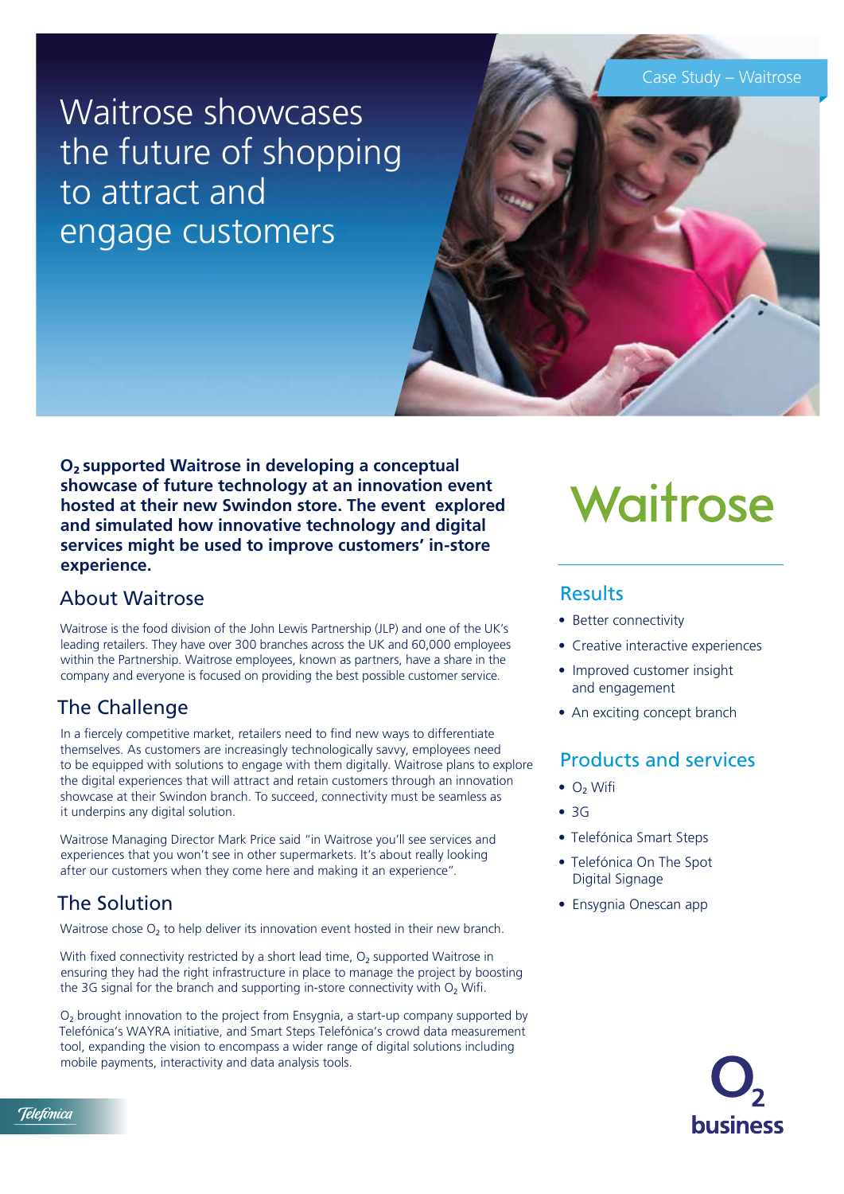Case Study – Waitrose

# Waitrose showcases the future of shopping to attract and engage customers

**$O_2$ supported Waitrose in developing a conceptual showcase of future technology at an innovation event hosted at their new Swindon store. The event explored and simulated how innovative technology and digital services might be used to improve customers' in-store experience.**

## About Waitrose

Waitrose is the food division of the John Lewis Partnership (JLP) and one of the UK's leading retailers. They have over 300 branches across the UK and 60,000 employees within the Partnership. Waitrose employees, known as partners, have a share in the company and everyone is focused on providing the best possible customer service.

## The Challenge

In a fiercely competitive market, retailers need to find new ways to differentiate themselves. As customers are increasingly technologically savvy, employees need to be equipped with solutions to engage with them digitally. Waitrose plans to explore the digital experiences that will attract and retain customers through an innovation showcase at their Swindon branch. To succeed, connectivity must be seamless as it underpins any digital solution.

Waitrose Managing Director Mark Price said "in Waitrose you'll see services and experiences that you won't see in other supermarkets. It's about really looking after our customers when they come here and making it an experience".

## The Solution

Waitrose chose $O_2$ to help deliver its innovation event hosted in their new branch.

With fixed connectivity restricted by a short lead time, $O_2$ supported Waitrose in ensuring they had the right infrastructure in place to manage the project by boosting the 3G signal for the branch and supporting in-store connectivity with $O_2$ Wifi.

$O_2$ brought innovation to the project from Ensygnia, a start-up company supported by Telefónica's WAYRA initiative, and Smart Steps Telefónica's crowd data measurement tool, expanding the vision to encompass a wider range of digital solutions including mobile payments, interactivity and data analysis tools.

Waitrose

## Results

- Better connectivity
- Creative interactive experiences
- Improved customer insight and engagement
- An exciting concept branch

## Products and services

- $O_2$ Wifi
- 3G
- Telefónica Smart Steps
- Telefónica On The Spot Digital Signage
- Ensygnia Onescan app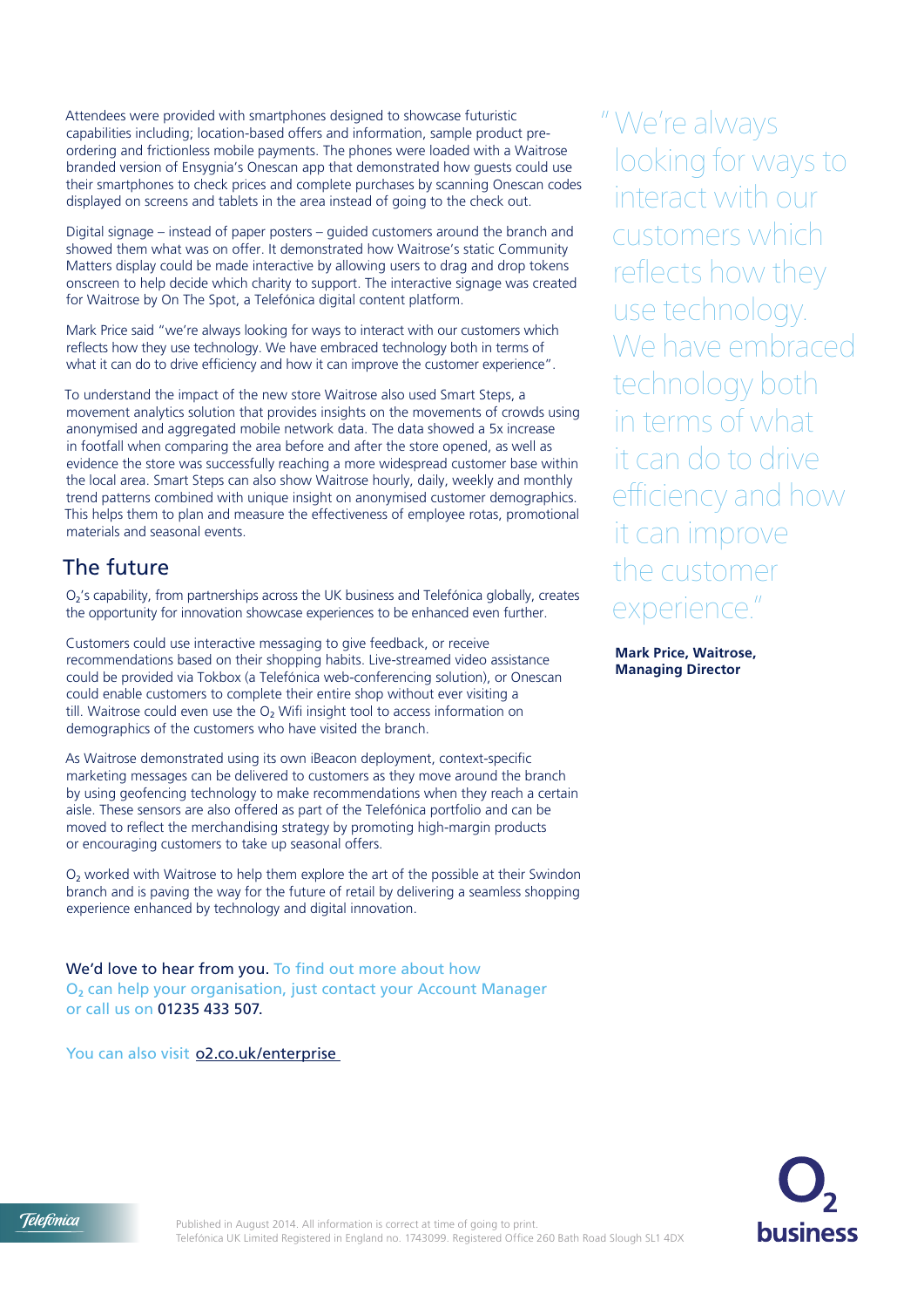Attendees were provided with smartphones designed to showcase futuristic capabilities including; location-based offers and information, sample product pre-ordering and frictionless mobile payments. The phones were loaded with a Waitrose branded version of Ensygnia's Onescan app that demonstrated how guests could use their smartphones to check prices and complete purchases by scanning Onescan codes displayed on screens and tablets in the area instead of going to the check out.

Digital signage – instead of paper posters – guided customers around the branch and showed them what was on offer. It demonstrated how Waitrose's static Community Matters display could be made interactive by allowing users to drag and drop tokens onscreen to help decide which charity to support. The interactive signage was created for Waitrose by On The Spot, a Telefónica digital content platform.

Mark Price said "we're always looking for ways to interact with our customers which reflects how they use technology. We have embraced technology both in terms of what it can do to drive efficiency and how it can improve the customer experience".

To understand the impact of the new store Waitrose also used Smart Steps, a movement analytics solution that provides insights on the movements of crowds using anonymised and aggregated mobile network data. The data showed a 5x increase in footfall when comparing the area before and after the store opened, as well as evidence the store was successfully reaching a more widespread customer base within the local area. Smart Steps can also show Waitrose hourly, daily, weekly and monthly trend patterns combined with unique insight on anonymised customer demographics. This helps them to plan and measure the effectiveness of employee rotas, promotional materials and seasonal events.

## The future

$O_2$'s capability, from partnerships across the UK business and Telefónica globally, creates the opportunity for innovation showcase experiences to be enhanced even further.

Customers could use interactive messaging to give feedback, or receive recommendations based on their shopping habits. Live-streamed video assistance could be provided via Tokbox (a Telefónica web-conferencing solution), or Onescan could enable customers to complete their entire shop without ever visiting a till. Waitrose could even use the $O_2$ Wifi insight tool to access information on demographics of the customers who have visited the branch.

As Waitrose demonstrated using its own iBeacon deployment, context-specific marketing messages can be delivered to customers as they move around the branch by using geofencing technology to make recommendations when they reach a certain aisle. These sensors are also offered as part of the Telefónica portfolio and can be moved to reflect the merchandising strategy by promoting high-margin products or encouraging customers to take up seasonal offers.

$O_2$ worked with Waitrose to help them explore the art of the possible at their Swindon branch and is paving the way for the future of retail by delivering a seamless shopping experience enhanced by technology and digital innovation.

> "We're always looking for ways to interact with our customers which reflects how they use technology. We have embraced technology both in terms of what it can do to drive efficiency and how it can improve the customer experience."
>
> **Mark Price, Waitrose, Managing Director**

We'd love to hear from you. To find out more about how $O_2$ can help your organisation, just contact your Account Manager or call us on 01235 433 507.

You can also visit o2.co.uk/enterprise

Published in August 2014. All information is correct at time of going to print.
Telefónica UK Limited Registered in England no. 1743099. Registered Office 260 Bath Road Slough SL1 4DX